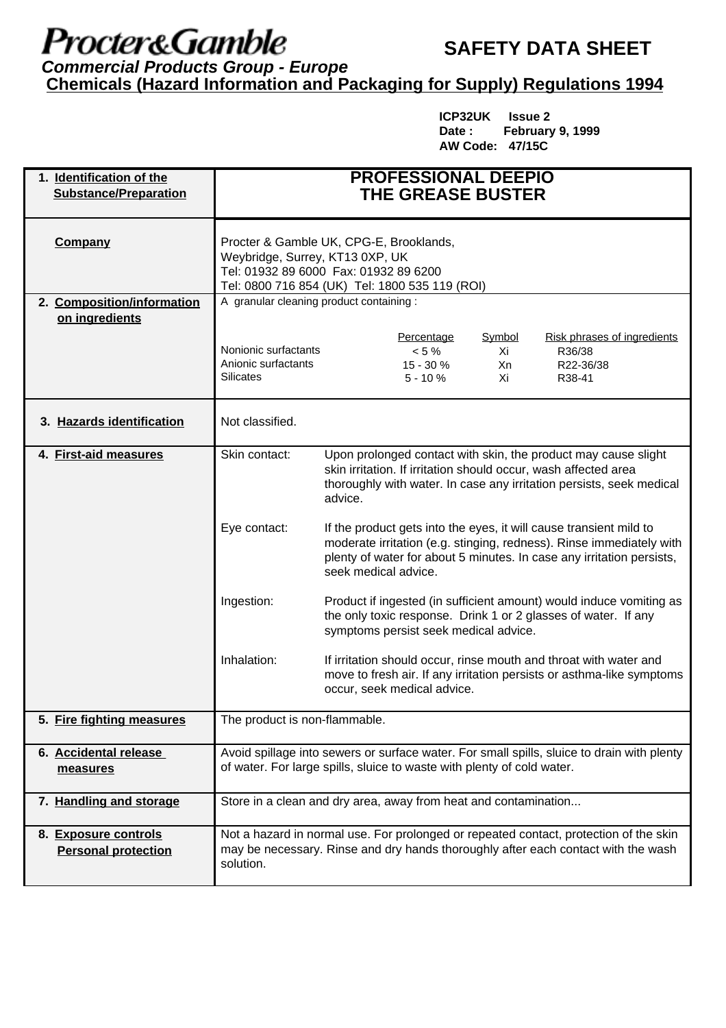**Procter&Gamble**

# SAFETY DATA SHEET

***Commercial Products Group - Europe***

**Chemicals (Hazard Information and Packaging for Supply) Regulations 1994**

**ICP32UK Issue 2**
**Date : February 9, 1999**
**AW Code: 47/15C**

| | |
|---|---|
| **1. Identification of the Substance/Preparation** | **PROFESSIONAL DEEPIO THE GREASE BUSTER** |
| **Company** | Procter & Gamble UK, CPG-E, Brooklands, Weybridge, Surrey, KT13 0XP, UK<br>Tel: 01932 89 6000 Fax: 01932 89 6200<br>Tel: 0800 716 854 (UK) Tel: 1800 535 119 (ROI) |
| **2. Composition/information on ingredients** | A granular cleaning product containing : |

| | Percentage | Symbol | Risk phrases of ingredients |
|---|---|---|---|
| Nonionic surfactants | < 5 % | Xi | R36/38 |
| Anionic surfactants | 15 - 30 % | Xn | R22-36/38 |
| Silicates | 5 - 10 % | Xi | R38-41 |

| | | |
|---|---|---|
| **3. Hazards identification** | Not classified. | |
| **4. First-aid measures** | Skin contact: | Upon prolonged contact with skin, the product may cause slight skin irritation. If irritation should occur, wash affected area thoroughly with water. In case any irritation persists, seek medical advice. |
| | Eye contact: | If the product gets into the eyes, it will cause transient mild to moderate irritation (e.g. stinging, redness). Rinse immediately with plenty of water for about 5 minutes. In case any irritation persists, seek medical advice. |
| | Ingestion: | Product if ingested (in sufficient amount) would induce vomiting as the only toxic response. Drink 1 or 2 glasses of water. If any symptoms persist seek medical advice. |
| | Inhalation: | If irritation should occur, rinse mouth and throat with water and move to fresh air. If any irritation persists or asthma-like symptoms occur, seek medical advice. |
| **5. Fire fighting measures** | The product is non-flammable. | |
| **6. Accidental release measures** | Avoid spillage into sewers or surface water. For small spills, sluice to drain with plenty of water. For large spills, sluice to waste with plenty of cold water. | |
| **7. Handling and storage** | Store in a clean and dry area, away from heat and contamination... | |
| **8. Exposure controls Personal protection** | Not a hazard in normal use. For prolonged or repeated contact, protection of the skin may be necessary. Rinse and dry hands thoroughly after each contact with the wash solution. | |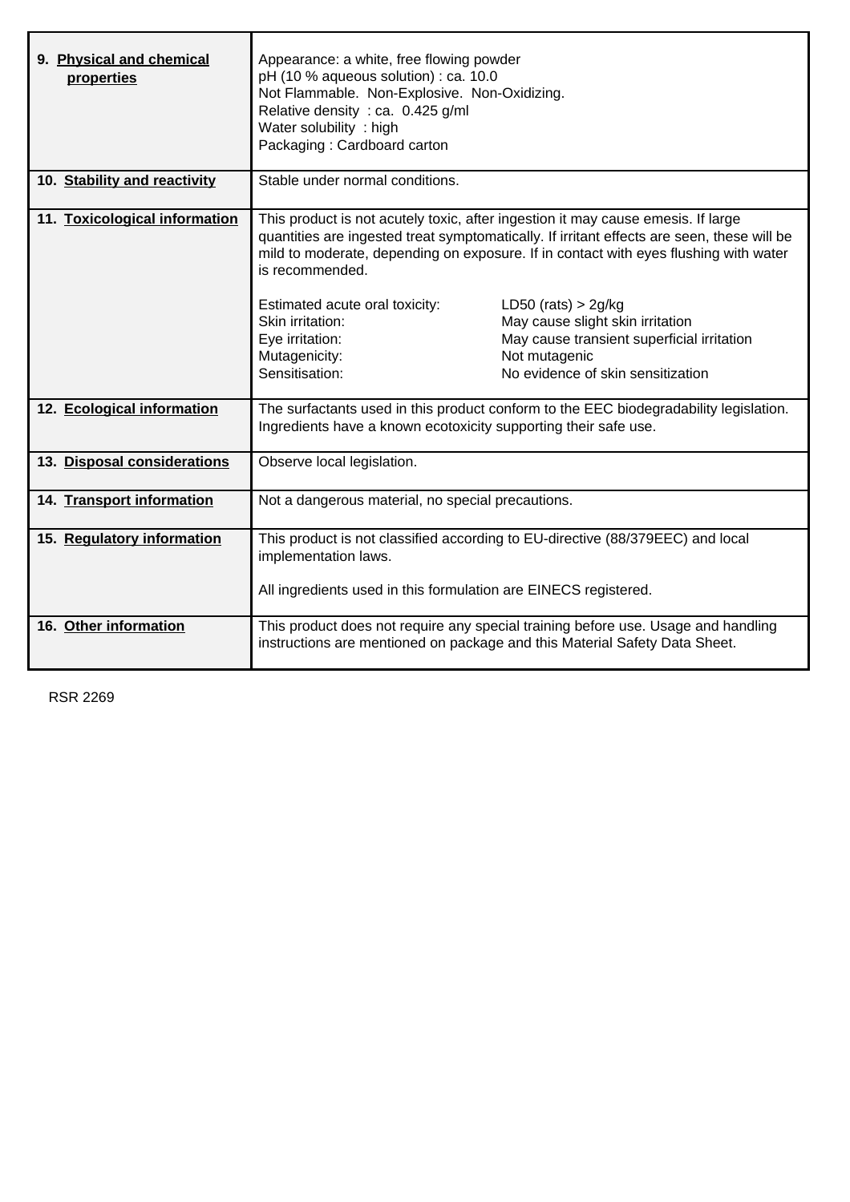| | |
|---|---|
| **9. Physical and chemical properties** | Appearance: a white, free flowing powder<br>pH (10 % aqueous solution) : ca. 10.0<br>Not Flammable. Non-Explosive. Non-Oxidizing.<br>Relative density : ca. 0.425 g/ml<br>Water solubility : high<br>Packaging : Cardboard carton |
| **10. Stability and reactivity** | Stable under normal conditions. |
| **11. Toxicological information** | This product is not acutely toxic, after ingestion it may cause emesis. If large quantities are ingested treat symptomatically. If irritant effects are seen, these will be mild to moderate, depending on exposure. If in contact with eyes flushing with water is recommended.<br><br>Estimated acute oral toxicity: LD50 (rats) > 2g/kg<br>Skin irritation: May cause slight skin irritation<br>Eye irritation: May cause transient superficial irritation<br>Mutagenicity: Not mutagenic<br>Sensitisation: No evidence of skin sensitization |
| **12. Ecological information** | The surfactants used in this product conform to the EEC biodegradability legislation. Ingredients have a known ecotoxicity supporting their safe use. |
| **13. Disposal considerations** | Observe local legislation. |
| **14. Transport information** | Not a dangerous material, no special precautions. |
| **15. Regulatory information** | This product is not classified according to EU-directive (88/379EEC) and local implementation laws.<br><br>All ingredients used in this formulation are EINECS registered. |
| **16. Other information** | This product does not require any special training before use. Usage and handling instructions are mentioned on package and this Material Safety Data Sheet. |

RSR 2269